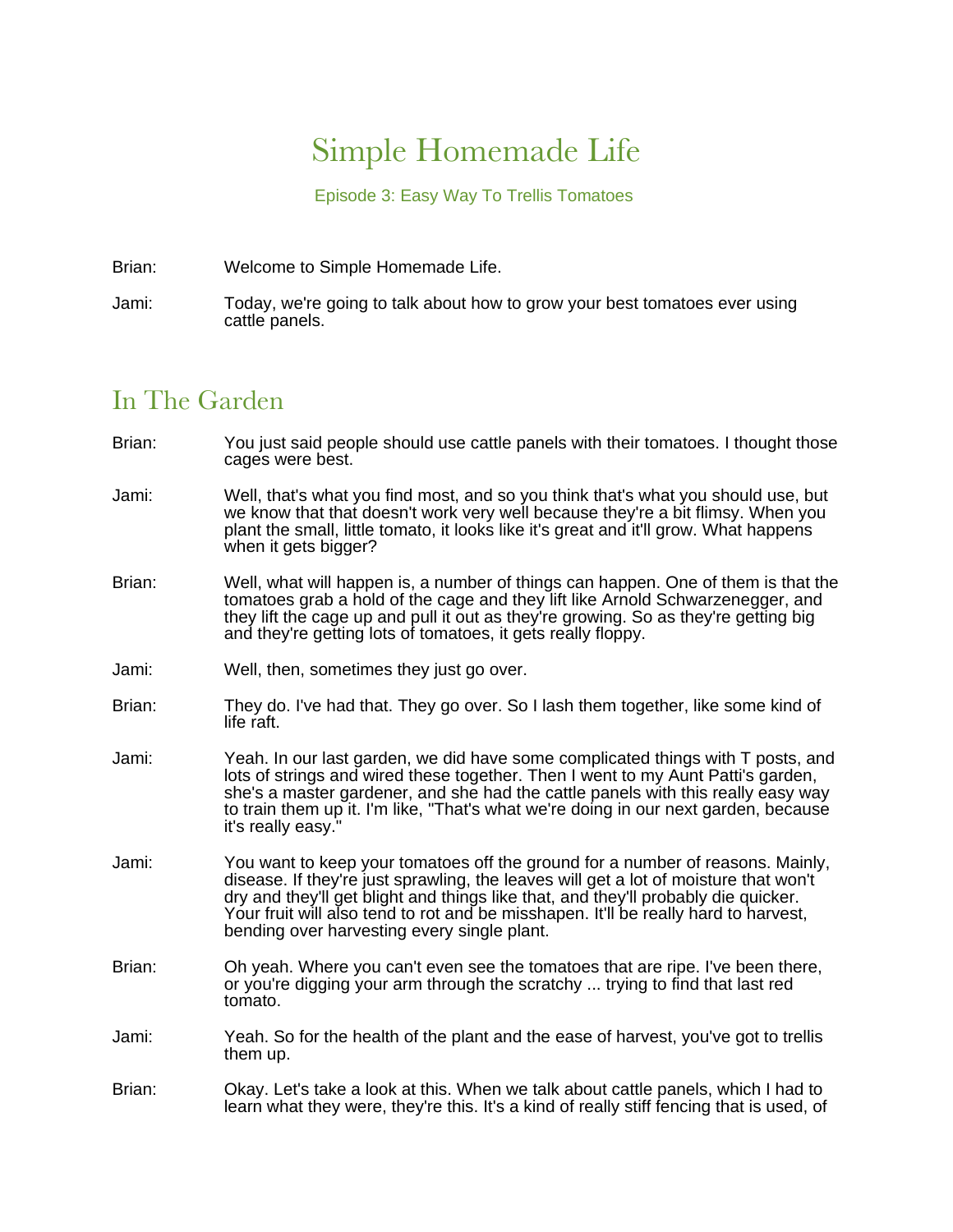# Simple Homemade Life

Episode 3: Easy Way To Trellis Tomatoes

Brian: Welcome to Simple Homemade Life.

Jami: Today, we're going to talk about how to grow your best tomatoes ever using cattle panels.

## In The Garden

Brian: You just said people should use cattle panels with their tomatoes. I thought those cages were best.

Jami: Well, that's what you find most, and so you think that's what you should use, but we know that that doesn't work very well because they're a bit flimsy. When you plant the small, little tomato, it looks like it's great and it'll grow. What happens when it gets bigger?

Brian: Well, what will happen is, a number of things can happen. One of them is that the tomatoes grab a hold of the cage and they lift like Arnold Schwarzenegger, and they lift the cage up and pull it out as they're growing. So as they're getting big and they're getting lots of tomatoes, it gets really floppy.

Jami: Well, then, sometimes they just go over.

Brian: They do. I've had that. They go over. So I lash them together, like some kind of life raft.

Jami: Yeah. In our last garden, we did have some complicated things with T posts, and lots of strings and wired these together. Then I went to my Aunt Patti's garden, she's a master gardener, and she had the cattle panels with this really easy way to train them up it. I'm like, "That's what we're doing in our next garden, because it's really easy."

Jami: You want to keep your tomatoes off the ground for a number of reasons. Mainly, disease. If they're just sprawling, the leaves will get a lot of moisture that won't dry and they'll get blight and things like that, and they'll probably die quicker. Your fruit will also tend to rot and be misshapen. It'll be really hard to harvest, bending over harvesting every single plant.

Brian: Oh yeah. Where you can't even see the tomatoes that are ripe. I've been there, or you're digging your arm through the scratchy ... trying to find that last red tomato.

Jami: Yeah. So for the health of the plant and the ease of harvest, you've got to trellis them up.

Brian: Okay. Let's take a look at this. When we talk about cattle panels, which I had to learn what they were, they're this. It's a kind of really stiff fencing that is used, of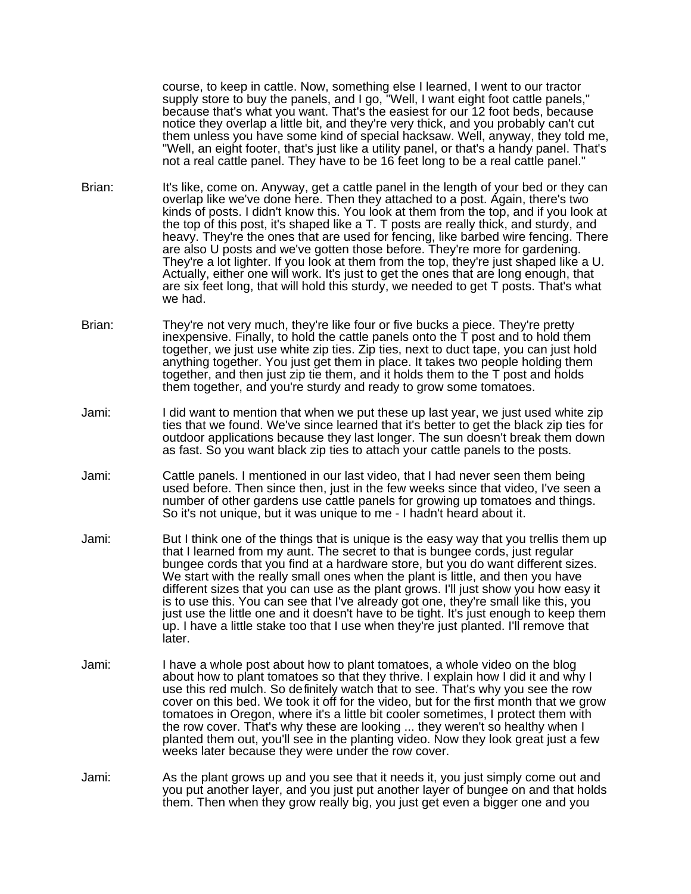course, to keep in cattle. Now, something else I learned, I went to our tractor supply store to buy the panels, and I go, "Well, I want eight foot cattle panels," because that's what you want. That's the easiest for our 12 foot beds, because notice they overlap a little bit, and they're very thick, and you probably can't cut them unless you have some kind of special hacksaw. Well, anyway, they told me, "Well, an eight footer, that's just like a utility panel, or that's a handy panel. That's not a real cattle panel. They have to be 16 feet long to be a real cattle panel."

Brian: It's like, come on. Anyway, get a cattle panel in the length of your bed or they can overlap like we've done here. Then they attached to a post. Again, there's two kinds of posts. I didn't know this. You look at them from the top, and if you look at the top of this post, it's shaped like a T. T posts are really thick, and sturdy, and heavy. They're the ones that are used for fencing, like barbed wire fencing. There are also U posts and we've gotten those before. They're more for gardening. They're a lot lighter. If you look at them from the top, they're just shaped like a U. Actually, either one will work. It's just to get the ones that are long enough, that are six feet long, that will hold this sturdy, we needed to get T posts. That's what we had.

Brian: They're not very much, they're like four or five bucks a piece. They're pretty inexpensive. Finally, to hold the cattle panels onto the T post and to hold them together, we just use white zip ties. Zip ties, next to duct tape, you can just hold anything together. You just get them in place. It takes two people holding them together, and then just zip tie them, and it holds them to the T post and holds them together, and you're sturdy and ready to grow some tomatoes.

Jami: I did want to mention that when we put these up last year, we just used white zip ties that we found. We've since learned that it's better to get the black zip ties for outdoor applications because they last longer. The sun doesn't break them down as fast. So you want black zip ties to attach your cattle panels to the posts.

Jami: Cattle panels. I mentioned in our last video, that I had never seen them being used before. Then since then, just in the few weeks since that video, I've seen a number of other gardens use cattle panels for growing up tomatoes and things. So it's not unique, but it was unique to me - I hadn't heard about it.

Jami: But I think one of the things that is unique is the easy way that you trellis them up that I learned from my aunt. The secret to that is bungee cords, just regular bungee cords that you find at a hardware store, but you do want different sizes. We start with the really small ones when the plant is little, and then you have different sizes that you can use as the plant grows. I'll just show you how easy it is to use this. You can see that I've already got one, they're small like this, you just use the little one and it doesn't have to be tight. It's just enough to keep them up. I have a little stake too that I use when they're just planted. I'll remove that later.

Jami: I have a whole post about how to plant tomatoes, a whole video on the blog about how to plant tomatoes so that they thrive. I explain how I did it and why I use this red mulch. So definitely watch that to see. That's why you see the row cover on this bed. We took it off for the video, but for the first month that we grow tomatoes in Oregon, where it's a little bit cooler sometimes, I protect them with the row cover. That's why these are looking ... they weren't so healthy when I planted them out, you'll see in the planting video. Now they look great just a few weeks later because they were under the row cover.

Jami: As the plant grows up and you see that it needs it, you just simply come out and you put another layer, and you just put another layer of bungee on and that holds them. Then when they grow really big, you just get even a bigger one and you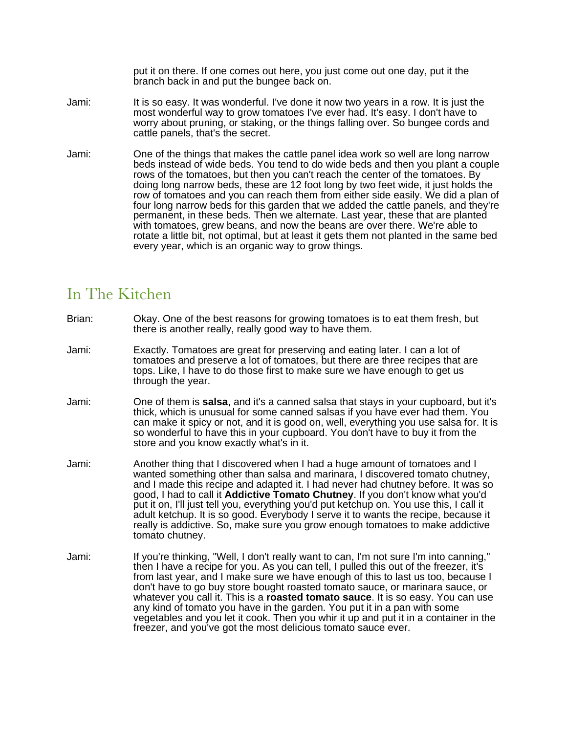put it on there. If one comes out here, you just come out one day, put it the branch back in and put the bungee back on.

Jami: It is so easy. It was wonderful. I've done it now two years in a row. It is just the most wonderful way to grow tomatoes I've ever had. It's easy. I don't have to worry about pruning, or staking, or the things falling over. So bungee cords and cattle panels, that's the secret.

Jami: One of the things that makes the cattle panel idea work so well are long narrow beds instead of wide beds. You tend to do wide beds and then you plant a couple rows of the tomatoes, but then you can't reach the center of the tomatoes. By doing long narrow beds, these are 12 foot long by two feet wide, it just holds the row of tomatoes and you can reach them from either side easily. We did a plan of four long narrow beds for this garden that we added the cattle panels, and they're permanent, in these beds. Then we alternate. Last year, these that are planted with tomatoes, grew beans, and now the beans are over there. We're able to rotate a little bit, not optimal, but at least it gets them not planted in the same bed every year, which is an organic way to grow things.

## In The Kitchen

Brian: Okay. One of the best reasons for growing tomatoes is to eat them fresh, but there is another really, really good way to have them.

Jami: Exactly. Tomatoes are great for preserving and eating later. I can a lot of tomatoes and preserve a lot of tomatoes, but there are three recipes that are tops. Like, I have to do those first to make sure we have enough to get us through the year.

Jami: One of them is **salsa**, and it's a canned salsa that stays in your cupboard, but it's thick, which is unusual for some canned salsas if you have ever had them. You can make it spicy or not, and it is good on, well, everything you use salsa for. It is so wonderful to have this in your cupboard. You don't have to buy it from the store and you know exactly what's in it.

Jami: Another thing that I discovered when I had a huge amount of tomatoes and I wanted something other than salsa and marinara, I discovered tomato chutney, and I made this recipe and adapted it. I had never had chutney before. It was so good, I had to call it **Addictive Tomato Chutney**. If you don't know what you'd put it on, I'll just tell you, everything you'd put ketchup on. You use this, I call it adult ketchup. It is so good. Everybody I serve it to wants the recipe, because it really is addictive. So, make sure you grow enough tomatoes to make addictive tomato chutney.

Jami: If you're thinking, "Well, I don't really want to can, I'm not sure I'm into canning," then I have a recipe for you. As you can tell, I pulled this out of the freezer, it's from last year, and I make sure we have enough of this to last us too, because I don't have to go buy store bought roasted tomato sauce, or marinara sauce, or whatever you call it. This is a **roasted tomato sauce**. It is so easy. You can use any kind of tomato you have in the garden. You put it in a pan with some vegetables and you let it cook. Then you whir it up and put it in a container in the freezer, and you've got the most delicious tomato sauce ever.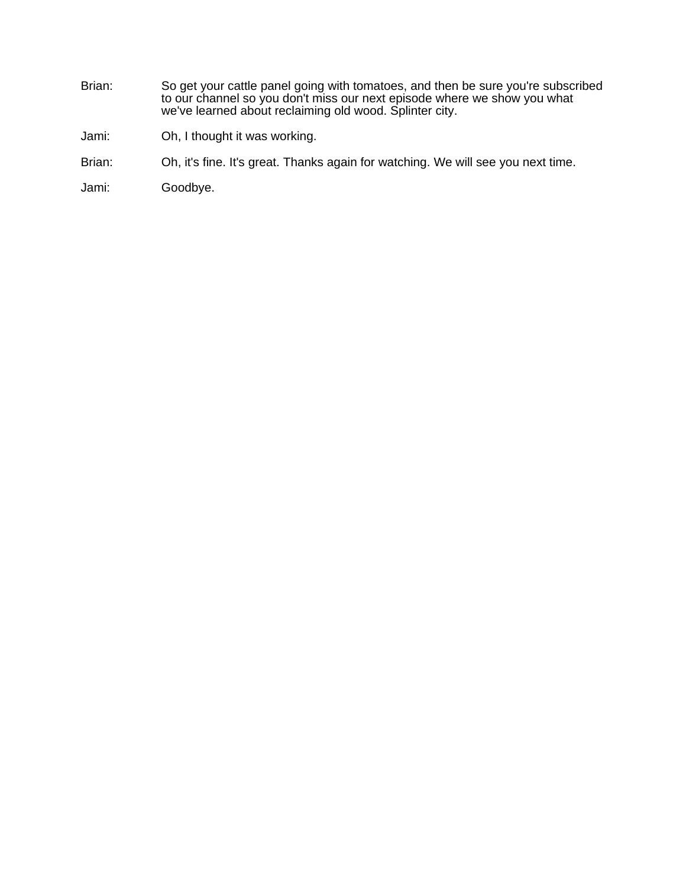Brian: So get your cattle panel going with tomatoes, and then be sure you're subscribed to our channel so you don't miss our next episode where we show you what we've learned about reclaiming old wood. Splinter city.

Jami: Oh, I thought it was working.

Brian: Oh, it's fine. It's great. Thanks again for watching. We will see you next time.

Jami: Goodbye.